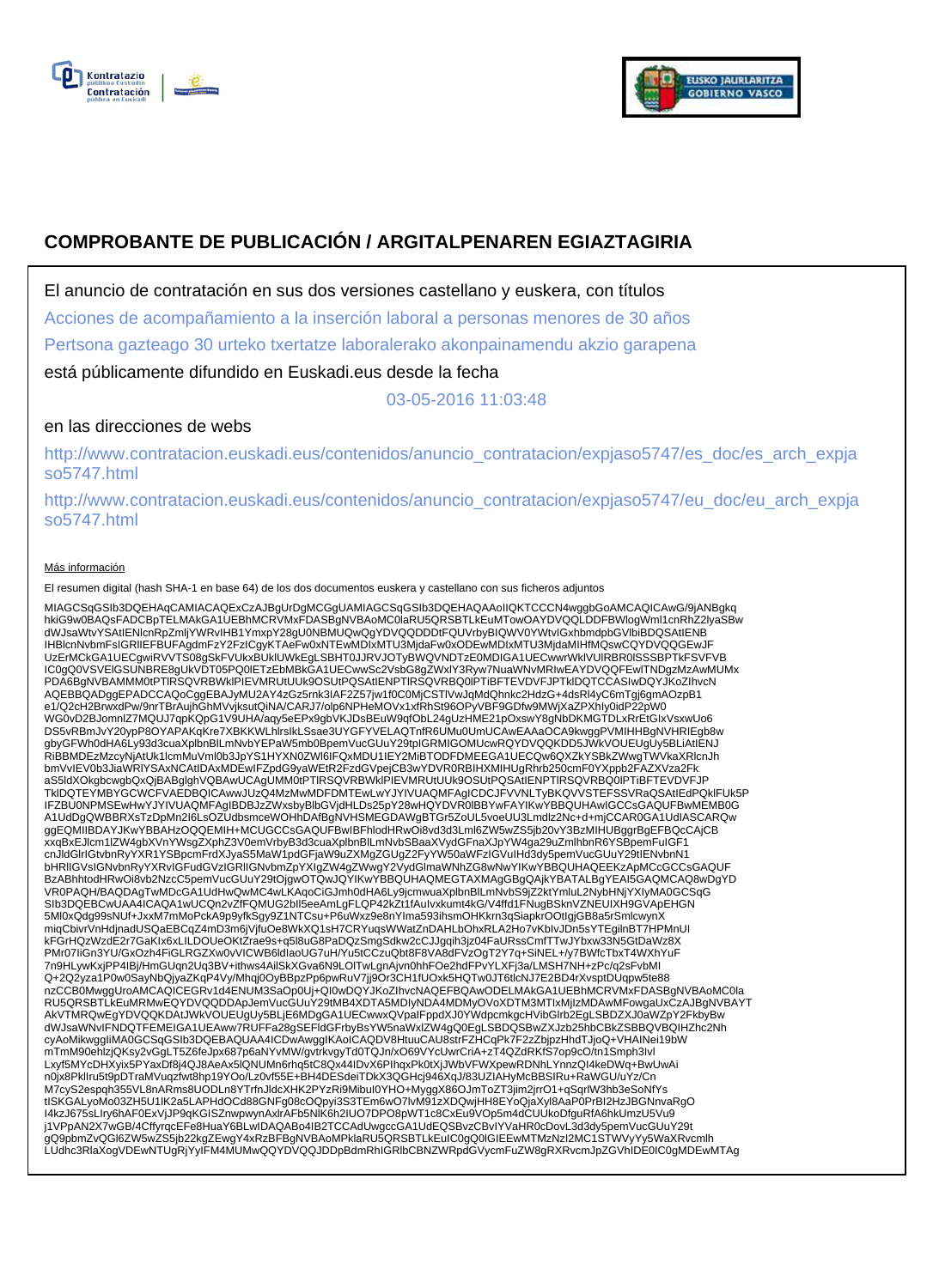# COMPROBANTE DE PUBLICACIÓN / ARGITALPENAREN EGIAZTAGIRIA

El anuncio de contratación en sus dos versiones castellano y euskera, con títulos

Acciones de acompañamiento a la inserción laboral a personas menores de 30 años

Pertsona gazteago 30 urteko txertatze laboralerako akonpainamendu akzio garapena

está públicamente difundido en Euskadi.eus desde la fecha

03-05-2016 11:03:48

en las direcciones de webs

http://www.contratacion.euskadi.eus/contenidos/anuncio_contratacion/expjaso5747/es_doc/es_arch_expjaso5747.html

http://www.contratacion.euskadi.eus/contenidos/anuncio_contratacion/expjaso5747/eu_doc/eu_arch_expjaso5747.html

Más información

El resumen digital (hash SHA-1 en base 64) de los dos documentos euskera y castellano con sus ficheros adjuntos

MIAGCSqGSIb3DQEHAqCAMIACAQExCzAJBgUrDgMCGgUAMIAGCSqGSIb3DQEHAQAAoIIQKTCCCN4wggbGoAMCAQICAwG/9jANBgkqhkiG9w0BAQsFADCBpTELMAkGA1UEBhMCRVMxFDASBgNVBAoMC0laRU5QRSBTLkEuMTowOAYDVQQLDDFBWlogWml1cnRhZ2lyaSBwdWJsaWtvYSAtIENlcnRpZmljYWRvIHB1YmxpY28gU0NBMUQwQgYDVQQDDDtFQUVrbyBIQWV0YWtvIGxhbmdpbGVlbiBDQSAtIENBIHBlcnNvbmFsIGRlIEFBUFAgdmFzY2FzICgyKTAeFw0xNTEwMDIxMTU3MjdaFw0xODEwMDIxMTU3MjdaMIHfMQswCQYDVQQGEwJFUzErMCkGA1UECgwiRVVTS08gSkFVUkxBUklUWkEgLSBHT0JJRVJOTyBWQVNDTzE0MDIGA1UECwwrWklVURBR0lSSSBPTkFSVFVBIC0gQ0VSVElGSUNBRE8gUkVDT05PQ0lETzEbMBkGA1UECwwSc2VsbG8gZWxlY3Ryw7NuaWNvMRIwEAYDVQQFEwlTNDgzMzAwMUMxPDA6BgNVBAMMM0tPTlRSQVRBWklPIEVMRUtUUk9OSUtPQSAtIENPTlRSQVRBQ0lPTiBFTEVDVFJPTklDQTCCASIwDQYJKoZIhvcNAQEBBQADggEPADCCAQoCggEBAJyMU2AY4zGz5rnk3IAF2Z57jw1f0C0MjCSTlVwJqMdQhnkc2HdzG+4dsRl4yC6mTgj6gmAOzpB1e1/Q2cH2BrwxdPw/9nrTBrAujhGhMVvjksutQiNA/CARJ7/olp6NPHeMOVx1xfRhSt96OPyVBF9GDfw9MWjXaZPXhly0idP22pW0WG0vD2BJomnlZ7MQUJ7qpKQpG1V9UHA/aqy5eEPx9gbVKJDsBEuW9qfObL24gUzHME21pOxswY8gNbDKMGTDLxRrEtGIxVsxwUo6DS5vRBmJvY20ypP8OYAPAKqKre7XBKKWLhlrsIkLSsae3UYGFYVELAQTnfR6UMu0UmUCAwEAAaOCA9kwggPVMIHHBgNVHRIEgb8wgbyGFWh0dHA6Ly93d3cuaXplbnBlLmNvbYEPaW5mb0BpemVucGUuY29tpIGRMIGOMUcwRQYDVQQKDD5JWkVOUEUgUy5BLiAtIENJRiBBMDEzMzcyNjAtUk1lcmMuVml0b3JpYS1HYXN0ZWl6IFQxMDU1IEY2MiBTODFDMEEGA1UECQw6QXZkYSBkZWwgTWVkaXRlcnJhbmVvIEV0b3JiaWRlYSAxNCAtIDAxMDEwIFZpdG9yaWEtR2FzdGVpejCB3wYDVR0RBIHXMIHUgRhrb250cmF0YXppb2FAZXVza2Fka5S5ldXOkgbcwgbQxQjBAgIghVQBAwUCAgUMM0tPTlRSQVRBWklPIEVMRUtUUk9OSUtPQSAtIENPTlRSQVRBQ0lPTiBFTEVDVFJPTklDQTEYMBYGCWCFVAEDBQICAwwJUzQ4MzMwMDFDMTEwLwYJYIVUAQMFAgICDCJFVVNLTyBKQVVSTEFSSVRaQSAtIEdPQklFUk5PIFZBU0NPMSEwHwYJYIVUAQMFAgIBDBJzZWxsbyBlbGVjdHLDs25pY28wHQYDVR0lBBYwFAYIKwYBBQUHAwIGCCsGAQUFBwMEMB0GA1UdDgQWBBRXsTzDpMn2I6LsOZUdbsmceWOHhDAfBgNVHSMEGDAWgBTGr5ZoUL5voeUU3Lmdlz2Nc+d+mjCCAR0GA1UdIASCARQwggEQMIIBDAYJKwYBBAHzOQQEMIH+MCUGCCsGAQUFBwIBFhlodHRwOi8vd3d3Lml6ZW5wZS5jb20vY3BzMIHUBggrBgEFBQcCAjCBxxqBxEJlcm1lZW4gbXVnYWsgZXphZ3V0emVrbyB3d3cuaXplbnBlLmNvbSBaaXVydGFnaXJpYW4ga29uZmlhbnR6YSBpemFuIGF1cnJldGlrIGtvbnRyYXR1YSBpcmFrdXJyaS5MaW1pdGFjaW9uZXMgZGUgZ2FyYW50aWFzIGVuIHd3dy5pemVucGUuY29tIENvbnN1bHRlIGVsIGNvbnRyYXRvIGFudGVzIGRlIGNvbmZpYXIgZW4gZWwgY2VydGlmaWNhZG8wNwYIKwYBBQUHAQEEKzApMCcGCCsGAQUFBzABhhtodHRwOi8vb2NzcC5pemVucGUuY29tOjgwOTQwJQYIKwYBBQUHAQMEGTAXMAgGBgQAjkYBATALBgYEAI5GAQMCAQ8wDgYDVR0PAQH/BAQDAgTwMDcGA1UdHwQwMC4wLKAqoCiGJmh0dHA6Ly9jcmwuaXplbnBlLmNvbS9jZ2ktYmluL2NybHNjYXlyMA0GCSqGSIb3DQEBCwUAA4ICAQA1wUCQn2vZfFQMUG2bIl5eeAmLgFLQP42kZt1fAulvxkumt4kG/V4ffd1FNugBSknVZNEUIXH9GVApEHGN5Ml0xQdg99sNUf+JxxM7mMoPckA9p9yfkSgy9Z1NTCsu+P6uWxz9e8nYIma593ihsmOHKkrn3qSiapkrOOtlgjGB8a5rSmlcwynXmiqCbivrVnHdjnadUSQaEBCqZ4mD3m6jVjfuOe8WkXQ1sH7CRYuqsWWatZnDAHLbOhxRLA2Ho7vKblvJDn5sYTEgilnBT7HPMnUlkFGrHQzWzdE2r7GaKlx6xLILDOUeOKtZrae9s+q5l8uG8PaDQzSmgSdkw2cCJJgqih3jz04FaURssCmfTTwJYbxw33N5GtDaWz8XPMr07IiGn3YU/GxOzh4FiGLRGZXw0vVICWB6ldIaoUG7uH/Yu5tCCzuQbt8F8VA8dFVzOgT2Y7q+SiNEL+/y7BWfcTbxT4WXhYuF7n9HLywKxjPP4IBj/HmGUqn2Uq3BV+ithws4AilSkXGva6N9LOlTwLgnAjvn0hhFOe2hdFPvYLXFj3a/LMSH7NH+zPc/q2sFvbMIQ+2Q2yza1P0w0SayNbQjyaZKqP4Vy/Mhqj0OyBBpzPp6pwRuV7jj9Or3CH1fUOxk5HQTw0JT6tlcNJ7E2BD4rXvsptDUqpw5te88nzCCB0MwggUroAMCAQICEGRv1d4ENUM3SaOp0Uj+QI0wDQYJKoZIhvcNAQEFBQAwODELMAkGA1UEBhMCRVMxFDASBgNVBAoMC0laRU5QRSBTLkEuMRMwEQYDVQQDDApJemVucGUuY29tMB4XDTA5MDIyNDA4MDMyOVoXDTM3MTIxMjIzMDAwMFowgaUxCzAJBgNVBAYTAkVTMRQwEgYDVQQKDAtJWkVOUEUgUy5BLjE6MDgGA1UECwwxQVpaIFppdXJ0YWdpcmkgcHVibGlrb2EgLSBDZXJ0aWZpY2FkbyBwdWJsaWNvIFNDQTFEMEIGA1UEAww7RUFFa28gSEFldGFrbyBsYW5naWxlZW4gQ0EgLSBDQSBwZXJzb25hbCBkZSBBQVBQIHZhc2NhcyAoMikwggIiMA0GCSqGSIb3DQEBAQUAA4ICDwAwggIKAoICAQDV8HtuuCAU8strFZFHCqPk7F2zZbjpzHhdTJjoQ+VHAINei19bWmTmM90ehlzjQKsy2vGgLT5Z6feJpx687p6aNYvMW/gvtrkvgyTd0TQJn/xO69VYcUwrCriA+zT4QZdRKfS7op9cO/tn1Smph3IvlLxyf5MYcDHXyix5PYaxDf8j4QJ8AeAx5lQNUMn6rhq5tC8Qx44lDvX6PIhqxPk0tXjJWbVFWXpewRDNhLYnnzQI4keDWq+BwUwAin0jx8PklIru5t9pDTraMVuqzfwt8hp19YOo/Lz0vf55E+BH4DESdeiTDkX3QGHcj946XqJ/83UZIAHyMcBBSIRu+RaWGU/uYz/CnM7cyS2espqh355VL8nARms8UODLn8YTrfnJldcXHK2PYzRi9Mibul0YHO+MyggX86OJmToZT3jim2jrrO1+qSqrlW3hb3eSoNfYstISKGALyoMo03ZH5U1lK2a5LAPHdOCd88GNFg08cOQpyi3S3TEm6wO7lvM91zXDQwjHH8EYoQjaXyl8AaP0PrBI2HzJBGNnvaRgOI4kzJ675sLIry6hAF0ExVjJP9qKGISZnwpwynAxlrAFb5NlK6h2IUO7DPO8pWT1c8CxEu9VOp5m4dCUUkoDfguRfA6hkUmzU5Vu9j1VPpAN2X7wGB/4CffyrqcEFe8HuaY6BLwlDAQAbo4IB2TCCAdUwgccGA1UdEQSBvzCBvIYVaHR0cDovL3d3dy5pemVucGUuY29tgQ9pbmZvQGl6ZW5wZS5jb22kgZEwgY4xRzBFBgNVBAoMPklaRU5QRSBTLkEuIC0gQ0lGIEEwMTMzNzI2MC1STWVyYy5WaXRvcmlhLUdhc3RlaXogVDEwNTUgRjYyIFM4MUMwQQYDVQQJDDpBdmRhIGRlbCBNZWRpdGVycmFuZW8gRXRvcmJpZGVhIDE0IC0gMDEwMTAg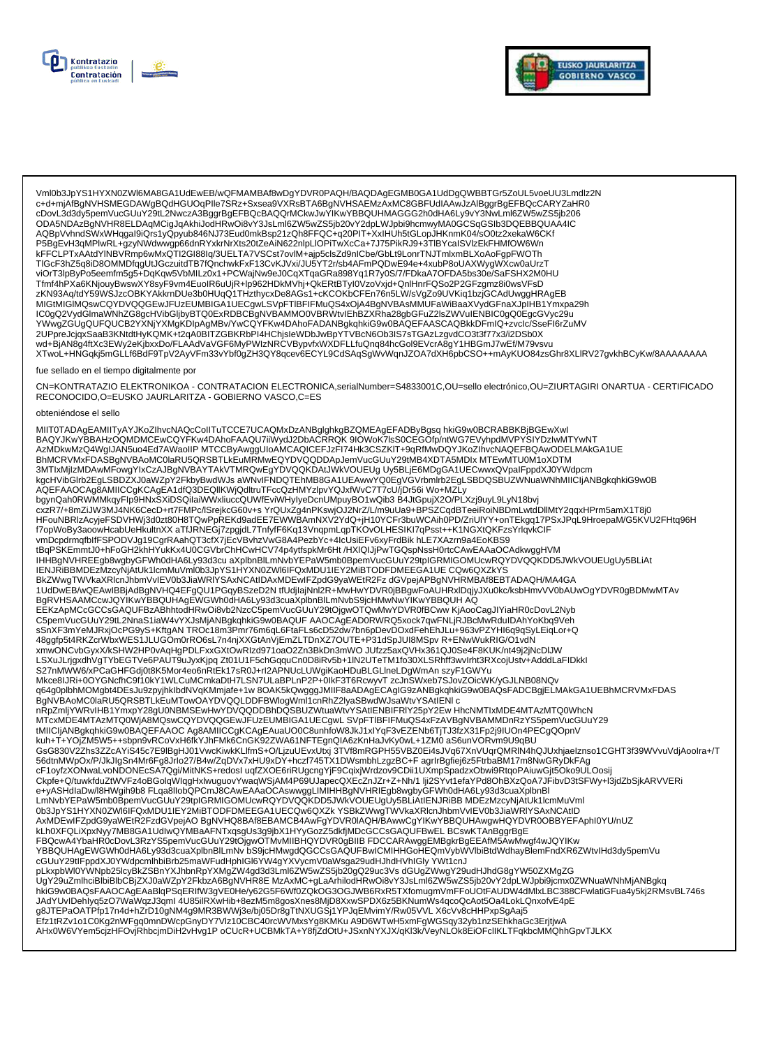Vml0b3JpYS1HYXN0ZWl6MA8GA1UdEwEB/wQFMAMBAf8wDgYDVR0PAQH/BAQDAgEGMB0GA1UdDgQWBBTGr5ZoUL5voeUU3Lmdlz2N
c+d+mjAfBgNVHSMEGDAWgBQdHGUOqPIle7SRz+Sxsea9VXRsBTA6BgNVHSAEMzAxMC8GBFUdIAAwJzAlBggrBgEFBQcCARYZaHR0
cDovL3d3dy5pemVucGUuY29tL2NwczA3BggrBgEFBQcBAQQrMCkwJwYIKwYBBQUHMAGGG2h0dHA6Ly9vY3NwLmI6ZW5wZS5jb206
ODA5NDAzBgNVHR8ELDAqMCigJqAkhiJodHRwOi8vY3JsLmI6ZW5wZS5jb20vY2dpLWJpbi9hcmwyMA0GCSqGSIb3DQEBBQUAA4IC
AQBpVvhndSWxWHqgaI9iQrs1yQpyub846NJ73Eud0mkBsp21zQh8FFQC+q20PIT+XxIHUh5tGLopJHKnmK04/sO0tz2xekaW6CKf
P5BgEvH3qMPlwRL+gzyNWdwwgp66dnRYxkrNrXts20tZeAiN622nlpLlOPiTwXcCa+7J75PikRJ9+3TlBYcalSVlzEkFHMfOW6Wn
kFFCLPTxAAtdYlNBVRmp6wMxQTI2GI88Iq/3UELTA7VSCst7ovlM+ajp5clsZd9nICbe/GbLt9LonrTNJTmlxmBLXoAoFgpFWOTh
TlGcF3hZ5q8iD8OMMDfqgUtJGczuitdTB7fQnchwkFxF13CvKJVxi/JU5YT2r/sb4AFmPQDwE94e+4xubP8oUAXWygWXcw0aUrzT
viOrT3lpByPo5eemfm5g5+DqKqw5VbMILz0x1+PCWajNw9eJ0CqXTqaGRa898Yq1R7y0S/7/FDkaA7OFDA5bs30e/SaFSHX2M0HU
Tfmf4hPXa6KNjouyBwswXY8syF9vm4EuolR6uUjR+Ip962HDkMVhj+QkERtBTyl0VzoVxjd+QnlHnrFQSo2P2GFzgmz8i0wsVFsD
zKN93Aq/tdY59WSJzcOBKYAkkrnDUe3b0HUqQ1THzthycxDe8AGs1+cKCOKbCFEn76n5LW/sVgZo9UVKiq1bzjGCAdUwggHRAgEB
MIGtMIGlMQswCQYDVQQGEwJFUzEUMBIGA1UECgwLSVpFTlBFIFMuQS4xOjA4BgNVBAsMMUFaWiBaaXVydGFnaXJpIHB1Ymxpa29h
IC0gQ2VydGlmaWNhZG8gcHVibGljbyBTQ0ExRDBCBgNVBAMMO0VBRWtvIEhBZXRha28gbGFuZ2lsZWVuIENBIC0gQ0EgcGVyc29u
YWwgZGUgQUFQUCB2YXNjYXMgKDIpAgMBv/YwCQYFKw4DAhoFADANBgkqhkiG9w0BAQEFAASCAQBkkDFmIQ+zvcIc/SseFI6rZuMV
2UPpreJcjqxSaaB3KNtdtHyKQMK+t2qA0BITZGBKRbPI4HChjsIeWDbJwBpYTVBcN6Ob3lS7sTGAzLzgvdCO3t3f77x3/i2DSb0X
wd+BjAN8g4ftXc3EWy2eKjbxxDo/FLAAdVaVGF6MyPWIzNRCVBypvfxWXDFLLfuQnq84hcGol9EVcrA8gY1HBGmJ7wEf/M79vsvu
XTwoL+HNGqkj5mGLLf6BdF9TpV2AyVFm33vYbf0gZH3QY8qcev6ECYL9CdSAqSgWvWqnJZOA7dXH6pbCSO++mAyKUO84zsGhr8XLlRV27gvkhBCyKw/8AAAAAAAA

fue sellado en el tiempo digitalmente por

CN=KONTRATAZIO ELEKTRONIKOA - CONTRATACION ELECTRONICA,serialNumber=S4833001C,OU=sello electrónico,OU=ZIURTAGIRI ONARTUA - CERTIFICADO RECONOCIDO,O=EUSKO JAURLARITZA - GOBIERNO VASCO,C=ES

obteniéndose el sello

MIIT0TADAgEAMIITyAYJKoZIhvcNAQcCoIITuTCCE7UCAQMxDzANBglghkgBZQMEAgEFADByBgsq hkiG9w0BCRABBKBjBGEwXwI
BAQYJKwYBBAHzOQMDMCEwCQYFKw4DAhoFAAQU7iiWydJ2DbACRRQK 9lOWoK7lsS0CEGOfp/ntWG7EVyhpdMVPYSIYDzIwMTYwNT
AzMDkwMzQ4WgIJAN5uo4Ed7AWaoIIP MTCCByAwggUIoAMCAQICEFJzFI74Hk3CSZKIT+9qRfMwDQYJKoZIhvcNAQEFBQAwODELMAkGA1UE
BhMCRVMxFDASBgNVBAoMC0laRU5QRSBTLkEuMRMwEQYDVQQDDApJemVucGUuY29tMB4XDTA5MDIx MTEwMTU0M1oXDTM
3MTIxMjIzMDAwMFowgYIxCzAJBgNVBAYTAkVTMRQwEgYDVQQKDAtJWkVOUEUg Uy5BLjE6MDgGA1UECwwxQVpaIFppdXJ0YWdpcm
kgcHVibGlrb2EgLSBDZXJ0aWZpY2FkbyBwdWJs aWNvIFNDQTEhMB8GA1UEAwwYQ0EgVGVrbmlrb2EgLSBDQSBUZWNuaWNhMIICIjANBgkqhkiG9w0B
AQEFAAOCAg8AMIICCgKCAgEA1dfQ3DEQlIKWjQdltruTFccQzHMYzlpvYQJxfWvC7T7cU/jDr56i Wo+MZLy
bgynQah0RWMMkqyFIp9HNxSXiDSQilaiWWxliuccQUWfEviWHyIyeDcnUMpuyBO1wQib3 B4JtGpujX2O/PLXzj9uyL9LyN18bvj
cxzR7/+8mZiJW3MJ4NK6CecD+rt7FMPc/lSrejkcG60v+s YrQUxZg4nPKswjOJ2NrZ/L/m9uUa9+BPSZCqdBTeeiRoiNBDmLwtdDllMtY2qqxHPrm5amX1T8j0
HFouNBRlzAcyjeFSDVHWj3d0zt80H8TQwPpREKd9adEE7EWWBAmNXV2YdQ+jH10YCFr3buWCAih0PD/ZriUlYY+onTEkgq17PSxJPqL9HroepaM/G5KVU2FHtq96H
f7opWoBy3aoowHcabUeHkultnXX aTfJRNEGj7zpgjdL7TnfyfF6Kq13VnqpmLqpTKOvOLHESIKI7qPsst++K1NGXtQKFzsYrlqvkClF
vmDcpdrmqfbIfFSPODVJg19CgrRAahQT3cfX7jEcVBvhzVwG8A4PezbYc+4IcUsiEFv6xyFrdBik hLE7XAzrn9a4EoKBS9
tBqPSKEmmtJ0+hFoGH2khHYukKx4U0CGVbrChHCwHCV74p4ytfspkMr6Ht /HXlQlJjPwTGQspNssH0rtcCAwEAAaOCAdkwggHVM
IHHBgNVHREEgb8wgbyGFWh0dHA6Ly93d3cu aXplbnBlLmNvbYEPaW5mb0BpemVucGUuY29tpIGRMIGOMUcwRQYDVQQKDD5JWkVOUEUgUy5BLiAt
IENJRiBBMDEzMzcyNjAtUk1lcmMuVml0b3JpYS1HYXN0ZWl6IFQxMDU1IEY2MiBTODFDMEEGA1UE CQw6QXZkYS
BkZWwgTWVkaXRlcnJhbmVvIEV0b3JiaWRlYSAxNCAtIDAxMDEwIFZpdG9yaWEtR2Fz dGVpejAPBgNVHRMBAf8EBTADAQH/MA4GA
1UdDwEB/wQEAwIBBjAdBgNVHQ4EFgQU1PGqyBSzeD2N tfUdjIajNnl2R+MwHwYDVR0jBBgwFoAUHRxlDqjyJXu0kc/ksbHmvVV0bAUwOgYDVR0gBDMwMTAv
BgRVHSAAMCcwJQYIKwYBBQUHAgEWGWh0dHA6Ly93d3cuaXplbnBlLmNvbS9jcHMwNwYIKwYBBQUH AQ
EEKzApMCcGCCsGAQUFBzABhhtodHRwOi8vb2NzcC5pemVucGUuY29tOjgwOTQwMwYDVR0fBCww KjAooCagJIYiaHR0cDovL2Nyb
C5pemVucGUuY29tL2NnaS1iaW4vYXJsMjANBgkqhkiG9w0BAQUF AAOCAgEAD0RWRQ5xock7qwFNLjRJBcMwRduIDAhYoKbq9Veh
sSnXF3mYeMJRxjOcPG9yS+KftgAN TROc18m3Pmr76m6qL6FtaFLs6cD52dw7bn6pDevDOxdFehEhJLu+963vPZYHI6q9qSyLEiqLor+Q
48ggfp5t4RKZcrWbxWES1JLUGOm0rRO6sL7n4njXXGtAnVjEmZLTDnXZ7OUTE+P31dSpJUI8MSpv R+ENwWukRIG/O1vdN
xmwONCvbGyxX/kSHW2HP0vAqHgPDLFxxGXtOwRIzd971oaO2Zn3BkDn3mWO JUfzz5axQVHx361QJ0Se4F8KUK/nt49j2jNcDIJW
LSXuJLrjgxdhVgTYbEGTVe6PAUT9uJyxKjpq Zt01U1F5chGqquCn0D8iRv5b+1lN2UTeTM1fo30XLSRhff3wvIrht3RXcojUstv+AdddLaFIDkkI
S27nMWW6/xPCaGHFGdj0t8K5Mor4eo6nRtEk17sR0J+rI2APNUcLUWgiKaoHDuBLGLlneLDgWmAn szyF1GWYu
Mkce8IJRi+0OYGNcfhC9f10kY1WLCuMCmkaDtH7LSN7ULaBPLnP2P+0IkF3T6RcwyvT zcJnSWxeb7SJovZOicWK/yGJLNB08NQv
q64g0pIbhMOMgbt4DEsJu9zpyjhkIbdNVqKMmjafe+1w 8OAK5kQwgggJMIIF8aADAgECAgIG9zANBgkqhkiG9w0BAQsFADCBgjELMAkGA1UEBhMCRVMxFDAS
BgNVBAoMC0laRU5QRSBTLkEuMTowOAYDVQQLDDFBWlogWml1cnRhZ2lyaSBwdWJsaWtvYSAtIENl c
nRpZmljYWRvIHB1YmxpY28gU0NBMSEwHwYDVQQDDBhDQSBUZWtuaWNvYSAtIENBIFRlY25pY2Ew HhcNMTIxMDE4MTAzMTQ0WhcN
MTcxMDE4MTAzMTQ0WjA8MQswCQYDVQQGEwJFUzEUMBIGA1UECgwL SVpFTlBFIFMuQS4xFzAVBgNVBAMMDnRzYS5pemVucGUuY29
tMIICIjANBgkqhkiG9w0BAQEFAAOC Ag8AMIICCgKCAgEAuaUO0C8unhfoW8JkJ1xlYqF3vEZENb6TjTJ3fzX31Fp2j9IUOn4PECgQOpnV
kuh+T+YOjZM5W5++sbpn9vRCoVxH6fkYJhFMk6CnGK92ZWA61NFTEgnQIA6zKnHaJvKy0wL+1ZM0 aS6unVORvm9U9qBU
GsG830V2Zhs3ZZcAYiS45c7E9lBgHJ01VwcKiwkKLlfmS+O/LjzuUEvxUtxj 3TVf8mRGPH55VBZ0Ei4sJVq67XnVUqrQMRlN4hQJUxhjaelznso1CGHT3f39WVvuVdjAoolra+/T
56dtnMWpOx/P/JkJIgSn4Mr6Fg8Jrlo27/B4w/ZqDVx7xHU9xDY+hczf745TX1DWsmbhLzgzBC+F agrIrBgfiej6z5FtrbaBM17m8NwGRyDkFAg
cF1oyfzXONwaLvoNDONEcSA7Qgi/MitNKS+redosI uqfZXOE6riRUgcngYjF9CqixjWrdzov9CDii1UXmpSpadzxObwi9RtqoPAiuwGjt5Oko9ULOosij
Ckpfe+Q/tuwkfduZtWVFz4oBGolqWlqgHxlwuguovYwaqWSjAM4P69UJapecQXEcZnJZr+Z+Nh/1 lji2SYvt1efaYPd8OhBXzQoA7JFibvD3tSFWy+I3jdZbSjkARVVERi
e+yASHdIaDw/l8HWgih9b8 FLqa8lIobQPCmJ8CAwEAAaOCAswwggLIMIHHBgNVHRIEgb8wgbyGFWh0dHA6Ly93d3cuaXplbnBl
LmNvbYEPaW5mb0BpemVucGUuY29tpIGRMIGOMUcwRQYDVQQKDD5JWkVOUEUgUy5BLiAtIENJRiBB MDEzMzcyNjAtUk1lcmMuVml
0b3JpYS1HYXN0ZWl6IFQxMDU1IEY2MiBTODFDMEEGA1UECQw6QXZk YSBkZWwgTWVkaXRlcnJhbmVvIEV0b3JiaWRlYSAxNCAtID
AxMDEwIFZpdG9yaWEtR2FzdGVpejAO BgNVHQ8BAf8EBAMCB4AwFgYDVR0lAQH/BAwwCgYIKwYBBQUHAwgwHQYDVR0OBBYEFAphI0YU/nUZ
kLh0XFQLiXpxNyy7MB8GA1UdIwQYMBaAFNTxqsgUs3g9jbX1HYyGozZ5dkfjMDcGCCsGAQUFBwEL BCswKTAnBggrBgE
FBQcwA4YbaHR0cDovL3RzYS5pemVucGUuY29tOjgwOTVmMIIBHQYDVR0gBIIB FDCCARAwggEMBgkrBgEEAfM5AwMwgf4wJQYIKw
YBBQUHAgEWGWh0dHA6Ly93d3cuaXplbnBlLmNv bS9jcHMwgdQGCCsGAQUFBwICMIHHGoHEQmVybWVlbiBtdWdhayBlemFndXR6ZWtvIHd3dy5pemVu
cGUuY29tIFppdXJ0YWdpcmlhbiBrb25maWFudHphIGl6YW4gYXVycmV0aWsga29udHJhdHVhIGly YWt1cnJ
pLkxpbWl0YWNpb25lcyBkZSBnYXJhbnRpYXMgZW4gd3d3Lml6ZW5wZS5jb20gQ29uc3Vs dGUgZWwgY29udHJhdG8gYW50ZXMgZG
UgY29uZmlhciBlbiBlbCBjZXJ0aWZpY2FkbzA6BgNVHR8E MzAxMC+gLaArhilodHRwOi8vY3JsLmI6ZW5wZS5jb20vY2dpLWJpbi9jcmx0ZWNuaWNhMjANBgkq
hkiG9w0BAQsFAAOCAgEAaBlqPSqERIfW3gVE0He/y62G5F6Wf0ZQkOG3OGJWB6RxR5TXfomugmVmFFoUOtFAUDW4dMlxLBC388CFwlatiGFua4y5kj2RMsvBL746s
JAdYUvIDehlyq5zO7WaWqzJ3qmI 4U85ilRXwHib+8ezM5m8gosXnes8MjD8XswSPDX6z5BKNumWs4qcoQcAot5Oa4LokLQnxofvE4pE
g8JTEPaOATPfp17n4d+hZrD10gNM4g9MR3BWWj3e/bj05Dr8gTtNXUGSj1YPJqEMvimY/Rw05VVL X6cVv8cHHPxpSgAaj5
Efz1tRZv1o1C0Kg2nWFgq0mnDWcpGnyDY7VIz10CBC40rcWVMxsYg8KMKu A9D6WTwH5xmFgWGSqy32yb1nzSEhkhaGc3ErjtjwA
AHx0W6VYem5cjzHFOvjRhbcjmDiH2vHvg1P oCUcR+UCBMkTA+Y8fjZdOtU+JSxnNYXJX/qKl3k/VeyNLOk8EiOFclIKLTFqkbcMMQhhGpvTJLKX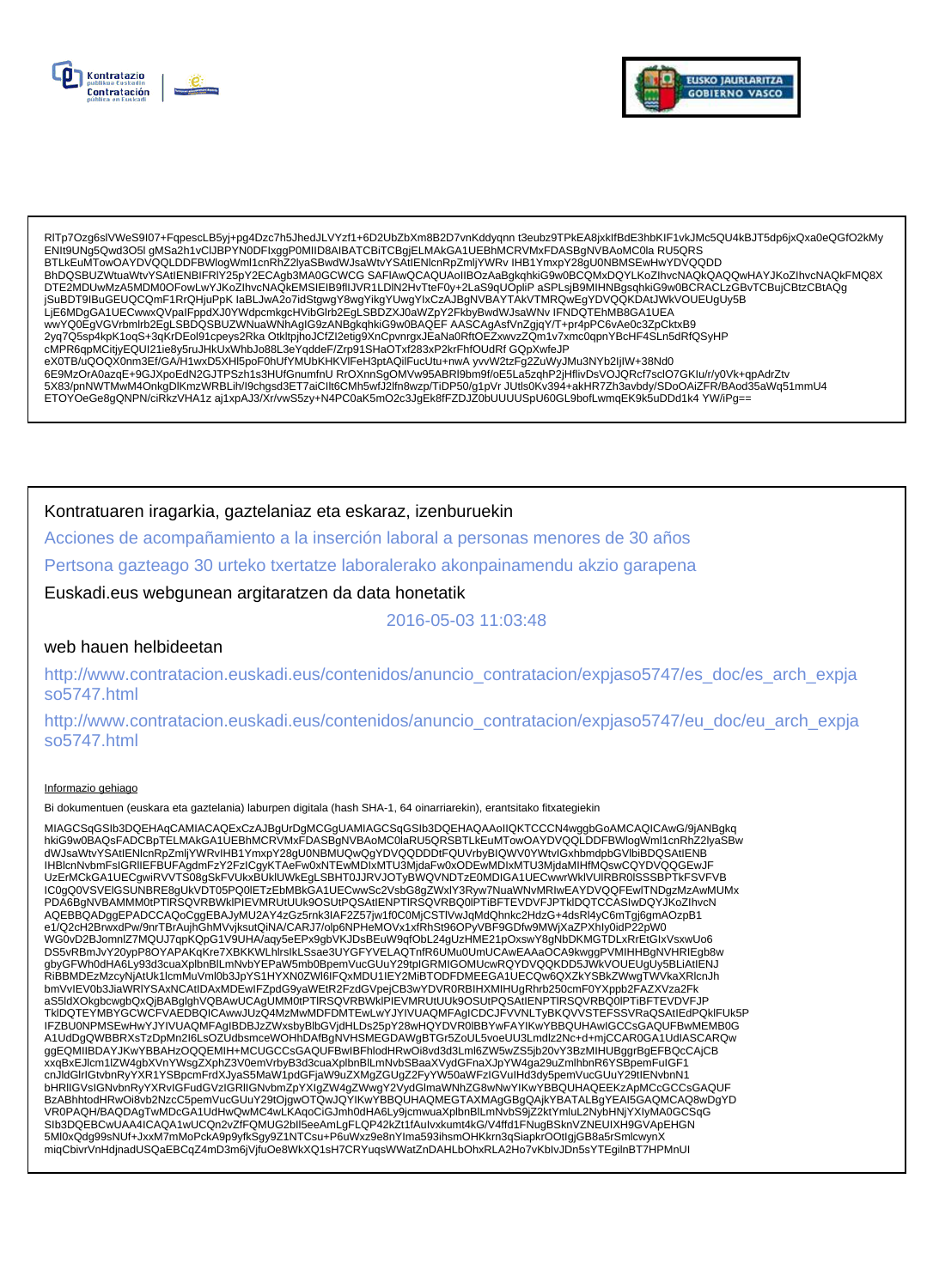RlTp7Ozg6slVWeS9I07+FqpescLB5yj+pg4Dzc7h5JhedJLVYzf1+6D2UbZbXm8B2D7vnKddyqnn t3eubz9TPkEA8jxkIfBdE3hbKIF1vkJMc5QU4kBJT5dp6jxQxa0eQGfO2kMy ENIt9UNg5Qwd3O5l gMSa2h1vClJBPYN0DFIxggP0MIID8AIBATCBiTCBgjELMAkGA1UEBhMCRVMxFDASBgNVBAoMC0la RU5QRS BTLkEuMTowOAYDVQQLDDFBWlogWml1cnRhZ2lyaSBwdWJsaWtvYSAtIENlcnRpZmljYWRv IHB1YmxpY28gU0NBMSEwHwYDVQQDD BhDQSBUZWtuaWtvYSAtIENBIFRlY25pY2ECAgb3MA0GCWCG SAFlAwQCAQUAoIIBOzAaBgkqhkiG9w0BCQMxDQYLKoZIhvcNAQkQAQQwHAYJKoZIhvcNAQkFMQ8X DTE2MDUwMzA5MDM0OFowLwYJKoZIhvcNAQkEMSIEIB9flIJVR1LDlN2HvTteF0y+2LaS9qUOpliP aSPLsjB9MIHNBgsqhkiG9w0BCRACLzGBvTCBujCBtzCBtAQg jSuBDT9IBuGEUQCQmF1RrQHjuPpK IaBLJwA2o7idStgwgY8wgYikgYUwgYIxCzAJBgNVBAYTAkVTMRQwEgYDVQQKDAtJWkVOUEUgUy5B LjE6MDgGA1UECwwxQVpaFppdXJ0YWdpcmkgcHVibGlrb2EgLSBDZXJ0aWZpY2FkbyBwdWJsaWNv IFNDQTEhMB8GA1UEA wwYQ0EgVGVrbmlrb2EgLSBDQSBUZWNuaWNhAgIG9zANBgkqhkiG9w0BAQEF AASCAgAsfVnZgjqY/T+pr4pPC6vAe0c3ZpCktxB9 2yq7Q5sp4kpK1oqS+3qKrDEol91cpeys2Rka OtkltpjhoJCfZI2etig9XnCpvnrgxJEaNa0RftOEZxwvzZQm1v7xmc0qpnYBcHF4SLn5dRfQSyHP cMPR6qpMCitjyEQUI21ie8y5ruJHkUxWhbJo88L3eYqddeF/Zrp91SHaOTxf283xP2krFhfOUdRf GQpXwfeJP eX0TB/uQOQX0nm3Ef/GA/H1wxD5XHl5poF0hUfYMUbKHKVlFeH3ptAQilFucUtu+nwA yvvW2tzFg2ZuWyJMu3NYb2IjIW+38Nd0 6E9MzOrA0azqE+9GJXpoEdN2GJTPSzh1s3HUfGnumfnU RrOXnnSgOMVw95ABRl9bm9f/oE5La5zqhP2jHflivDsVOJQRcf7sclO7GKlu/r/y0Vk+qpAdrZtv 5X83/pnNWTMwM4OnkgDlKmzWRBLih/I9chgsd3ET7aiClIt6CMh5wfJ2lfn8wzp/TiDP50/g1pVr JUtlsOKv394+akHR7Zh3avbdy/SDoOAiZFR/BAod35aWq51mmU4 ETOYOeGe8gQNPN/ciRkzVHA1z aj1xpAJ3/Xr/vwS5zy+N4PC0aK5mO2c3JgEk8fFZDJZ0bUUUUSpU60GL9bofLwmqEK9k5uDDd1k4 YW/iPg==

Kontratuaren iragarkia, gaztelaniaz eta eskaraz, izenburuekin

Acciones de acompañamiento a la inserción laboral a personas menores de 30 años

Pertsona gazteago 30 urteko txertatze laboralerako akonpainamendu akzio garapena

Euskadi.eus webgunean argitaratzen da data honetatik

2016-05-03 11:03:48

web hauen helbideetan

http://www.contratacion.euskadi.eus/contenidos/anuncio_contratacion/expjaso5747/es_doc/es_arch_expjaso5747.html

http://www.contratacion.euskadi.eus/contenidos/anuncio_contratacion/expjaso5747/eu_doc/eu_arch_expjaso5747.html

Informazio gehiago

Bi dokumentuen (euskara eta gaztelania) laburpen digitala (hash SHA-1, 64 oinarriarekin), erantsitako fitxategiekin

MIAGCSqGSIb3DQEHAqCAMIACAQExCzAJBgUrDgMCGgUAMIAGCSqGSIb3DQEHAQAAoIIQKTCCCN4wggbGoAMCAQICAwG/9jANBgkq hkiG9w0BAQsFADCBpTELMAkGA1UEBhMCRVMxFDASBgNVBAoMC0laRU5QRSBTLkEuMTowOAYDVQQLDDFBWlogWml1cnRhZ2lyaSBw dWJsaWtvYSAtIENlcnRpZmljYWRvIHB1YmxpY28gU0NBMUQwQgYDVQQDDDtFQUVrbyBIQWV0YWtvIGxhbmdpbGVlbiBDQSAtIENB IHBlcnNvbmFsIGRlIEFBUFAgdmFzY2FzIGgyKTAeFw0xNTEwMDIxMTU3MjdaFw0xODEwMDIxMTU3MjdaMIHfMQswCQYDVQQGEwJF UzErMCkGA1UECgwiRVVTS08gSkFVUkxBUklUWkEgLSBHT0JJRVJOTyBWQVNDTzE0MDIGA1UECwwrWklVUlRBR0lSSSBPTkFSVFVB IC0gQ0VSVElGSUNBRE8gUkVDT05PQ0lETzEbMBkGA1UECwwSc2VsbG8gZWxlY3Ryw7NuaWNvMRIwEAYDVQQFEwlTNDgzMzAwMUMx PDA6BgNVBAMMM0tPTlRSQVRBWklPIEVMRUtUUk9OSUtPQSAtIENPTlRSQVRBQ0lPTiBFTEVDVFJPTklDQTCCASIwDQYJKoZIhvcN AQEBBQADggEPADCCAQoCggEBAJyMU2AY4zGz5rnk3IAF2Z57jw1f0C0MjCSTlVwJqMdQhnkc2HdzG+4dsRl4yC6mTgj6gmAOzpB1 e1/Q2cH2BrwxdPw/9nrTBrAujhGhMVvjksutQiNA/CARJ7/olp6NPHeMOVx1xfRhSt96OPyVBF9GDfw9MWjXaZPXhly0idP22pW0 WG0vD2BJomnlZ7MQUJ7qpKQpG1V9UHA/aqy5eEPx9gbVKJDsBEuW9qfObL24gUzHME21pOxswY8gNbDKMGTDLxRrEtGIxVsxwUo6 DS5vRBmJvY20ypP8OYAPAKqKre7XBKKWLhlrslkLSsae3UYGFYVELAQTnfR6UMu0UmUCAwEAAaOCA9kwggPVMIHHBgNVHRIEgb8w gbyGFWh0dHA6Ly93d3cuaXplbnBlLmNvbYEPaW5mb0BpemVucGUuY29toIGRMIGOMUcwRQYDVQQKDD5JWkVOUEUgUy5BLiAtIENJ RiBBMDEzMzcyNjAtUk1lcmMuVml0b3JpYS1HYXN0ZWl6IFQxMDU1IEY2MiBTODFDMEEGA1UECQw6QXZkYSBkZWwgTWVkaXRlcnJh bmVvIEV0b3JiaWRlYSAxNCAtIDAxMDEwIFZpdG9yaWEtR2FzdGVpejCB3wYDVR0RBIHXMIHUgRhrb250cmF0YXppb2FAZXVza2Fk aS5ldXOkgbcwgbQxQjBABglghVQBAwUCAgUMM0tPTlRSQVRBWklPIEVMRUtUUk9OSUtPQSAtIENPTlRSQVRBQ0lPTiBFTEVDVFJP TklDQTEYMBYGCWCFVAEDBQICAwwJUzQ4MzMwMDFDMTEwLwYJYIVUAQMFAgICDCJFVVNLTyBKQVVSTEFSSVRaQSAtIEdPQklFUk5P IFZBU0NPMSEwHwYJYIVUAQMFAgIBDBJzZWxsbyBlbGVjdHLDs25pY28wHQYDVR0lBBYwFAYIKwYBBQUHAwIGCCsGAQUFBwMEMB0G A1UdDgQWBBRXsTzDpMn2I6LsOZUdbsmceWOHhDAfBgNVHSMEGDAWgBTGr5ZoUL5voeUU3Lmdlz2Nc+d+mjCCAR0GA1UdIASCARQw ggEQMIIBDAYJKwYBBAHzOQQEMIH+MCUGCCsGAQUFBwIBFhlodHRwOi8vd3d3Lml6ZW5wZS5jb20vY3BzMIHUBggrBgEFBQcCAjCB xxqBxEJlcm1lZW4gbXVnYWsgZXphZ3V0emVrbyB3d3cuaXplbnBlLmNvbSBaaXVydGFnaXJpYW4ga29uZmlhbnR6YSBpemFuIGF1 cnJldGlrIGtvbnRyYXR1YSBpcmFrdXJyaS5MaW1pdGFjaW9uZXMgZGUgZ2FyYW50aWFzIGVuIHd3dy5pemVucGUuY29tIENvbnN1 bHRlIGVsIGNvbnRyYXRvIGFudGVzIGRlIGNvbmZpYXIgZW4gZWwgY2VydGlmaWNhZG8wNwYIKwYBBQUHAQEEKzApMCcGCCsGAQUF BzABhhtodHRwOi8vb2NzcC5pemVucGUuY29tOjgwOTQwJQYIKwYBBQUHAQMEGTAXMAgGBgQAjkYBATALBgYEAI5GAQMCAQ8wDgYD VR0PAQH/BAQDAgTwMDcGA1UdHwQwMC4wLKAqoCiGJmh0dHA6Ly9jcmwuaXplbnBlLmNvbS9jZ2ktYmluL2NybHNjYXlyMA0GCSqG SIb3DQEBCwUAA4ICAQA1wUCQn2vZfFQMUG2bIl5eeAmLgFLQP42kZt1fAuIvxkumt4kG/V4ffd1FNugBSknVZNEUIXH9GVApEHGN 5Ml0xQdg99sNUf+JxxM7mMoPckA9p9yfkSgy9Z1NTCsu+P6uWxz9e8nYlma593ihsmOHKkrn3qSiapkrOOtlgjGB8a5rSmlcwynX miqCbivrVnHdjnadUSQaEBCqZ4mD3m6jVjfuOe8WkXQ1sH7CRYuqsWWatZnDAHLbOhxRLA2Ho7vKblvJDn5sYTEgilnBT7HPMnUl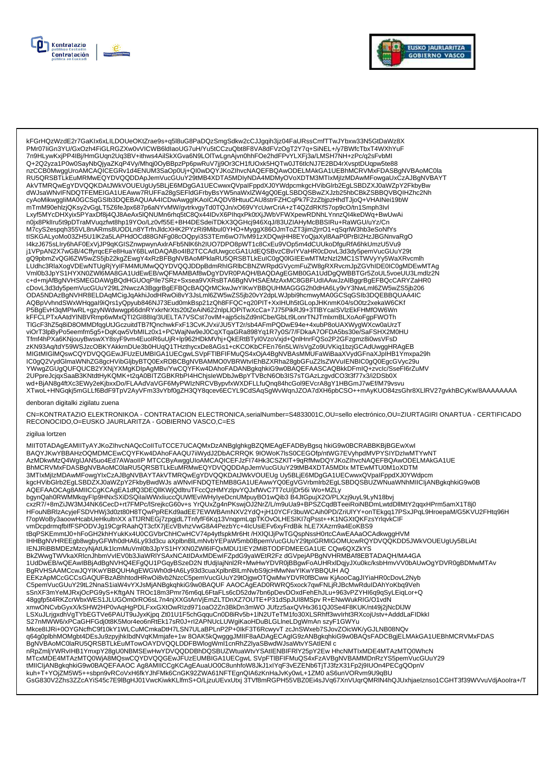kFGrHQzWzdE2r7GaKIx6xLILDOUeOKtZrae9s+q5l8uG8PaDQzSmgSdkw2cCJJgqih3jz04FaURssCmfTTwJYbxw33N5GtDaWz8X
PMr07IiGn3YU/GxOzh4FiGLRGZXw0vVICWB6dIaoUG7uH/Yu5tCCzuQbt8F8VA8dFVzOgT2Y7q+SiNEL+/y7BWfcTbxT4WXhYuF
7n9HLywKxjPP4IBj/HmGUqn2Uq3BV+ithws4AilSkXGva6N9LOITwLgnAjvn0hhFOe2hdFPvYLXFj3a/LMSH7NH+zPc/q2sFvbMI
Q+2Q2yza1P0w0SayNbQjyaZKqP4Vy/Mhqj0OyBBpzPp6pwRuV7jj9Or3CH1fUOxk5HQTw0JT6tlcNJ7E2BD4rXvsptDUqpw5te88
nzCCB0MwggUroAMCAQICEGRv1d4ENUM3SaOp0Uj+QI0wDQYJKoZIhvcNAQEFBQAwODELMAkGA1UEBhMCRVMxFDASBgNVBAoMC0la
RU5QRSBTLkEuMRMwEQYDVQQDDApJemVucGUuY29tMB4XDTA5MDIyNDA4MDMyOVoXDTM3MTIxMjIzMDAwMFowgaUxCzAJBgNVBAYT
AkVTMRQwEgYDVQQKDAtJWkVOUEUgUy5BLjE6MDgGA1UECwwxQVpaIFppdXJ0YWdpcmkgcHVibGlrb2EgLSBDZXJ0aWZpY2FkbyBw
dWJsaWNvIFNDQTFEMEIGA1UEAww7RUFFa28gSEFldGFrbyBsYW5naWxlZW4gQ0EgLSBDQSBwZXJzb25hbCBkZSBBQVBQIHZhc2Nh
cyAoMikwggIiMA0GCSqGSIb3DQEBAQUAA4ICDwAwggIKAoICAQDV8HtuuCAU8strFZHCqPk7F2zZbjpzHhdTJjoQ+VHAINei19bW
mTmM90ehlzjQKsy2vGgLT5Z6feJpx687p6aNYvMW/gvtrkvgyTd0TQJn/xO69VYcUwrCriA+zT4QZdRKfS7op9cO/tn1Smph3Ivl
Lxyf5MYcDHXyix5PYaxDf8j4QJ8AeAx5lQNUMn6rhq5tC8Qx44lDvX6PIhqxPk0tXjJWbVFWXpewRDNhLYnnzQl4keDWq+BwUwAi
n0jx8PklIru5t9pDTraMVuqzfwt8hp19YOo/Lz0vf55E+BH4DESdeiTDkX3QGHcj946XqJ/83UZIAHyMcBBSIRu+RaWGU/uYz/Cn
M7cyS2espqh355VL8nARms8UODLn8YTrfnJldcXHK2PYzRi9Mibul0YHO+MyggX86OJmToZT3jim2jrrO1+qSqrlW3hb3eSoNfYs
tISKGALyoMo03ZH5U1lK2a5LAPHdOCd88GNFg08cOQpyi3S3TEm6wO7lvM91zXDQwjHH8EYoQjaXyl8aaP0PrBI2HzJBGNnvaRgO
I4kzJ675sLIry6hAF0ExVjJP9qKGISZnwpwynAxlrAFb5NlK6h2IUO7DPO8pWT1c8CxEu9VOp5m4dCUUkoDfguRfA6hkUmzU5Vu9
j1VPpAN2X7wGB/4CffyrqcEFe8HuaY6BLwIDAQABo4IB2TCCAdUwgccGA1UdEQSBvzCBvIYVaHR0cDovL3d3dy5pemVucGUuY29t
gQ9pbmZvQGl6ZW5wZS5jb22kgZEwgY4xRzBFBgNVBAoMPklaRU5QRSBTLkEuIC0gQ0lGIEEwMTMzNzI2MC1STWVyYy5WaXRvcmlh
LUdhc3RlaXogVDEwNTUgRjYyIFM4MUMwQQYDVQQJDDpBdmRhIGRlbCBNZWRpdGVycmFuZW8gRXRvcmJpZGVhIDE0IC0gMDEwMTAg
Vml0b3JpYS1HYXN0ZWl6MA8GA1UdEwEB/wQFMAMBAf8wDgYDVR0PAQH/BAQDAgEGMB0GA1UdDgQWBBTGr5ZoUL5voeUU3Lmdlz2N
c+d+mjAfBgNVHSMEGDAWgBQdHGUOqPlIe7SRz+Sxsea9VXRsBTA6BgNVHSAEMzAxMC8GBFUdIAAwJzAlBggrBgEFBQcCARYZaHR0
cDovL3d3dy5pemVucGUuY29tL2NwczA3BggrBgEFBQcBAQQrMCkwJwYIKwYBBQUHMAGGG2h0dHA6Ly9vY3NwLml6ZW5wZS5jb206
ODA5NDAzBgNVHR8ELDAqMCigJqAkhiJodHRwOi8vY3JsLml6ZW5wZS5jb20vY2dpLWJpbi9hcmwyMA0GCSqGSIb3DQEBBQUAA4IC
AQBpVvhndSWxWHqgal9iQrs1yQpyub846NJ73Eud0mkBsp21zQh8FFQC+q20PIT+XxlHUh5tGLopJHKnmK04/sO0tz2xekaW6CKf
P5BgEvH3qMPlwRL+gzyNWdwwgp66dnRYxkrNrXts20tZeAiN622nlpLlOPiTwXcCa+7J75PikRJ9+3TlBYcalSVlzEkFHMfOW6Wn
kFFCLPTxAAtdYlNBVRmp6wMxQTl2GI88lq/3UELTA7VSCst7ovlM+ajp5clsZd9nlCbe/GbLt9LonrTNJTmlxmBLXoAoFgpFWOTh
TlGcF3hZ5q8iD8OMMDfqgUtJGczuitdTB7fQnchwkFxF13CvKJVxi/JU5YT2r/sb4AFmPQDwE94e+4xubP8oUAXWygWXcw0aUrzT
viOrT3lpByPo5eemfm5g5+DqKqw5VbMILz0x1+PCWajNw9eJ0CqXTqaGRa898Yq1R7y0S/7/FDkaA7OFDA5bs30e/SaFSHX2M0HU
Tfmf4hPXa6KNjouyBwswXY8syF9vm4EuolR6uUjR+lp962HDkMVhj+QkERtBTyl0VzoVxjd+QnlHnrFQSo2P2GFzgmz8i0wsVFsD
zKN93Aq/tdY59WSJzcOBKYAkkrnDUe3b0HUqQ1THzthycxDe8AGs1+cKCOKbCFEn76n5LW/sVgZo9UVKiq1bzjGCAdUwggHRAgEB
MIGtMIGlMQswCQYDVQQGEwJFUzEUMBIGA1UECgwLSVpFTlBFIFMuQS4xOjA4BgNVBAsMMUFaWiBaaXVydGFnaXJpIHB1Ymxpa29h
IC0gQ2VydGlmaWNhZG8gcHVibGljbyBTQ0ExRDBCBgNVBAMMO0VBRWtvIEhBZXRha28gbGFuZ2lsZWVuIENBIC0gQ0EgcGVyc29u
YWwgZGUgQUFQUCB2YXNjYXMgKDIpAgMBv/YwCQYFKw4DAhoFADANBgkqhkiG9w0BAQEFAASCAQBkkDFmIQ+zvclc/SseFI6rZuMV
2UPpreJcjqxSaaB3KNtdtHyKQMK+t2qA0BITZGBKRbPl4HChjsleWDbJwBpYTVBcN6Ob3lS7sTGAzLzgvdCO3t3f77x3/i2DSb0X
wd+BjAN8g4ftXc3EWy2eKjbxxDo/FLAAdVaVGF6MyPWIzNRCVBypvfxWXDFLLfuQnq84hcGol9EVcrA8gY1HBGmJ7wEf/M79vsvu
XTwoL+HNGqkj5mGLLf6BdF9TpV2AyVFm33vYbf0gZH3QY8qcev6ECYL9CdSAqSgWvWqnJZOA7dXH6pbCSO++mAyKUO84zsGhr8XLlRV27gvkhBCyKw/8AAAAAAAA

denboran digitalki zigilatu zuena

CN=KONTRATAZIO ELEKTRONIKOA - CONTRATACION ELECTRONICA,serialNumber=S4833001C,OU=sello electrónico,OU=ZIURTAGIRI ONARTUA - CERTIFICADO RECONOCIDO,O=EUSKO JAURLARITZA - GOBIERNO VASCO,C=ES

zigilua lortzen

MIIT0TADAgEAMIITyAYJKoZIhvcNAQcCoIITuTCCE7UCAQMxDzANBglghkgBZQMEAgEFADByBgsq hkiG9w0BCRABBKBjBGEwXwI
BAQYJKwYBBAHzOQMDMCEwCQYFKw4DAhoFAAQU7iiWydJ2DbACRRQK 9IOWoK7lsS0CEGOfp/ntWG7EVyhpdMVPYSIYDzIwMTYwNT
AzMDkwMzQ4WgIJAN5uo4EdT4WaoIIP MTCCByAwggUIoAMCAQICEFJzFI74Hk3CSZKlT+9qRfMwDQYJKoZIhvcNAQEFBQAwODELMAkGA1UE
BhMCRVMxFDASBgNVBAoMC0laRU5QRSBTLkEuMRMwEQYDVQQDDApJemVucGUuY29tMB4XDTA5MDIx MTEwMTU0M1oXDTM
3MTIxMjIzMDAwMFowgYIxCzAJBgNVBAYTAkVTMRQwEgYDVQQKDAtJWkVOUEUg Uy5BLjE6MDgGA1UECwwxQVpaIFppdXJ0YWdpcm
kgcHVibGlrb2EgLSBDZXJ0aWZpY2FkbyBwdWJs aWNvIFNDQTEhMB8GA1UEAwwYQ0EgVGVrbmlrb2EgLSBDQSBUZWNuaWNhMIICIjANBgkqhkiG9w0B
AQEFAAOCAg8AMIICCgKCAgEA1dfQ3DEQllKWjQdltruTFccQzHMYzlpvYQJxfWvC7T7cU/jDr56i Wo+MZLy
bgynQah0RWMMkqyFlp9HNxSXiDSQilaiWWxliuccQUWfEviWHyIyeDcnUMpuyBO1wQib3 B4JtGpujX2O/PLXzj9uyL9LyN18bvj
cxzR7/+8mZiJW3MJ4NK6CecD+rt7FMPc/lSrejkcG60v+s YrQUxZg4nPKswjOJ2NrZ/L/m9uUa9+BPSZCqdBTeeiRoiNBDmLwtdDllMtY2qqxHPrm5amX1T8j0
HFouNBRlzAcyjeFSDVHWj3d0zt80H8TQwPpREKd9adEE7EWWBAmNXV2YdQ+jH10YCFr3buWCAih0PD/ZriUlYY+onTEkgq17PSxJPqL9HroepaM/G5KVU2FHtq96H
f7opWoBy3aoowHcabUeHkultnXX aTfJRNEGj7zpgjdL7TnfyfF6Kq13VnqpmLqpTKOvOLHESIKl7qPsst++K1NGXtQKFzsYrlqvkCIF
vmDcpdrmqfbIfFSPODVJg19CgrRAahQT3cfX7jEcVBvhzVwG8A4PezbYc+4lcUsiEFv6xyFrdBik hLE7XAzrn9a4EoKBS9
tBqPSKEmmtJ0+hFoGH2khHYukKx4U0CGVbrChHCwHCV74p4ytfspkMr6Ht /HXlQIJjPwTGQspNssH0rtcCAwEAAaOCAdkwggHVM
IHHBgNVHREEgb8wgbyGFWh0dHA6Ly93d3cu aXplbnBlLmNvbYEPaW5mb0BpemVucGUuY29tpIGRMIGOMUcwRQYDVQQKDD5JWkVOUEUgUy5BLiAt
IENJRiBBMDEzMzcyNjAtUk1lcmMuVml0b3JpYS1HYXN0ZWl6IFQxMDU1IEY2MiBTODFDMEEGA1UE CQw6QXZkYS
BkZWwgTWVkaXRlcnJhbmVvIEV0b3JiaWRlYSAxNCAtIDAxMDEwIFZpdG9yaWEtR2Fz dGVpejAPBgNVHRMBAf8EBTADAQH/MA4GA
1UdDwEB/wQEAwIBBjAdBgNVHQ4EFgQU1PGqyBSzeD2N tfUdjIajNnl2R+MwHwYDVR0jBBgwFoAUHRxlDqjyJXu0kc/ksbHmvVV0bAUwOgYDVR0gBDMwMTAv
BgRVHSAAMCcwJQYIKwYBBQUHAgEWGWh0dHA6Ly93d3cuaXplbnBlLmNvbS9jcHMwNwYIKwYBBQUH AQ
EEKzApMCcGCCsGAQUFBzABhhtodHRwOi8vb2NzcC5pemVucGUuY29tOjgwOTQwMwYDVR0fBCww KjAooCagJIYiaHR0cDovL2Nyb
C5pemVucGUuY29tL2NnaS1iaW4vYXJsMjANBgkqhkiG9w0BAQUF AAOCAgEAD0RWRQ5xock7qwFNLjRJBcMwRduIDAhYoKbq9Veh
sSnXF3mYeMJRxjOcPG9yS+KftgAN TROc18m3Pmr76m6qL6FtaFLs6cD52dw7bn6pDevDOxdFehEhJLu+963vPZYHI6q9qSyLEiqLor+Q
48ggfp5t4RKZcrWbxWES1JLUGOm0rRO6sL7n4njXXGtAnVjEmZLTDnXZ7OUTE+P31dSpJUI8MSpv R+ENwWukRIG/O1vdN
xmwONCvbGyxX/kSHW2HP0vAqHgPDLFxxGXtOwRlzd971oaO2Zn3BkDn3mWO JUfzz5axQVHx361QJ0Se4F8KUK/nt49j2jNcDlJW
LSXuJLrjgxdhVgTYbEGTVe6PAUT9uJyXkjpq Zt01U1F5chGqquCn0D8iRv5b+1lN2UTeTM1fo30XLSRhff3wvIrht3RXcojUstv+AdddLaFIDkkl
S27nMWW6/xPCaGHFGdj0t8K5Mor4eo6nRtEk17sR0J+rI2APNUcLUWgiKaoHDuBLGLlneLDgWmAn szyF1GWYu
Mkce8IJRi+0OYGNcfhC9f10kY1HLCuMCmkaDtH7LSN7ULaBPLnP2P+0lkF3T6RcwyvT zcJnSWxeb7SJovZOicWK/yGJLNB08NQv
q64g0plbhMOMgbt4DEsJu9zpyjhklbdNVqKMmjafe+1w 8OAK5kQwgggJMIIF8aADAgECAgIG9zANBgkqhkiG9w0BAQsFADCBgjELMAkGA1UEBhMCRVMxFDAS
BgNVBAoMC0laRU5QRSBTLkEuMTowOAYDVQQLDDFBWlogWml1cnRhZ2lyaSBwdWJsaWtvYSAtIENI c
nRpZmljYWRvIHB1YmxpY28gU0NBMSEwHwYDVQQDDBhDQSBUZWtuaWtvYSAtIENBIFRlY25pY2Ew HhcNMTIxMDE4MTAzMTQ0WhcN
MTcxMDE4MTAzMTQ0WjA8MQswCQYDVQQGEwJFUzEUMBIGA1UECgwL SVpFTlBFIFMuQS4xFzAVBgNVBAMMDnRzYS5pemVucGUuY29
tMIICIjANBgkqhkiG9w0BAQEFAAOC Ag8AMIICCgKCAgEAuaUO0C8unhfoW8JkJ1xIYqF3vZENb6TjTJ3fzX31Fp2j9IUOn4PECgQOpnV
kuh+T+YOjZM5W5++sbpn9vRCoVxH6fkYJhFMk6CnGK92ZWA61NFTEgnQIA6zKnHaJvKy0wL+1ZM0 aS6unVORvm9U9qBU
GsG830V2Zhs3ZZcAYiS45c7E9lBgHJ01VwcKiwkKLlfmS+O/LjzuUEvxUtxj 3TVf8mRGPH55VBZ0Ei4sJVq67XnVUqrQMRIN4hQJUxhjaeIznso1CGHT3f39WVvuVdjAoolra+/T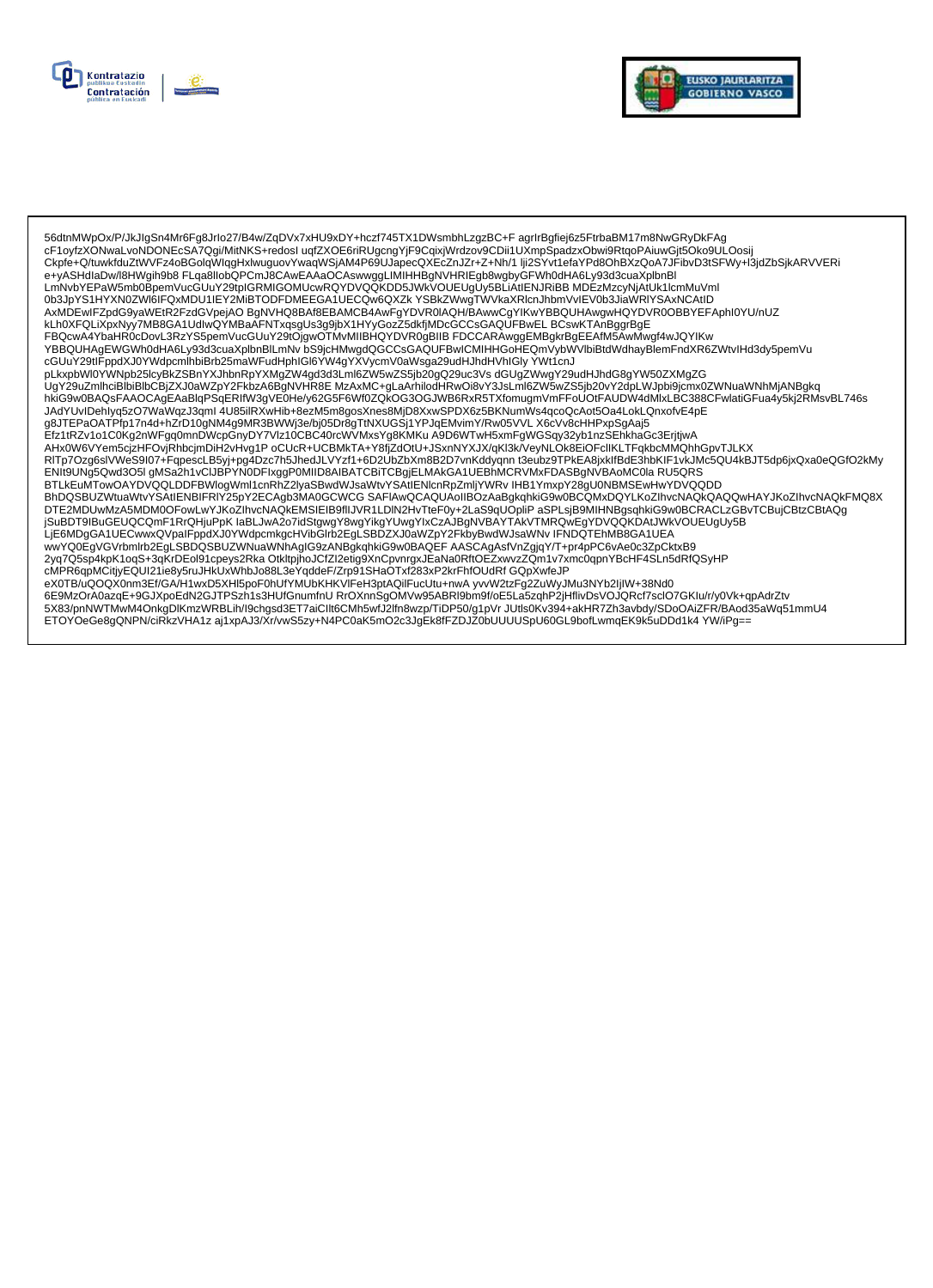56dtnMWpOx/P/JkJIgSn4Mr6Fg8JrIo27/B4w/ZqDVx7xHU9xDY+hczf745TX1DWsmbhLzgzBC+F agrIrBgfiej6z5FtrbaBM17m8NwGRyDkFAg
cF1oyfzXONwaLvoNDONEcSA7Qgi/MitNKS+redosI uqfZXOE6riRUgcngYjF9CqixjWrdzov9CDii1UXmpSpadzxObwi9RtqoPAiuwGjt5Oko9ULOosij
Ckpfe+Q/tuwkfduZtWVFz4oBGolqWlqgHxlwuguovYwaqWSjAM4P69UJapecQXEcZnJZr+Z+Nh/1 lji2SYvt1efaYPd8OhBXzQoA7JFibvD3tSFWy+I3jdZbSjkARVVERi
e+yASHdIaDw/l8HWgih9b8 FLqa8lIobQPCmJ8CAwEAAaOCAswwggLIMIHHBgNVHRIEgb8wgbyGFWh0dHA6Ly93d3cuaXplbnBl
LmNvbYEPaW5mb0BpemVucGUuY29tpIGRMIGOMUcwRQYDVQQKDD5JWkVOUEUgUy5BLiAtIENJRiBB MDEzMzcyNjAtUk1lcmMuVml
0b3JpYS1HYXN0ZWl6IFQxMDU1IEY2MiBTODFDMEEGA1UECQw6QXZk YSBkZWwgTWVkaXRlcnJhbmVvIEV0b3JiaWRlYSAxNCAtID
AxMDEwIFZpdG9yaWEtR2FzdGVpejAO BgNVHQ8BAf8EBAMCB4AwFgYDVR0lAQH/BAwwCgYIKwYBBQUHAwgwHQYDVR0OBBYEFAphI0YU/nUZ
kLh0XFQLiXpxNyy7MB8GA1UdIwQYMBaAFNTxqsgUs3g9jbX1HYyGozZ5dkfjMDcGCCsGAQUFBwEL BCswKTAnBggrBgE
FBQcwA4YbaHR0cDovL3RzYS5pemVucGUuY29tOjgwOTMvMIIBHQYDVR0gBIIB FDCCARAwggEMBgkrBgEEAfM5AwMwgf4wJQYIKw
YBBQUHAgEWGWh0dHA6Ly93d3cuaXplbnBlLmNv bS9jcHMwgdQGCCsGAQUFBwICMIHHGoHEQmVybWVlbiBtdWdhayBlemFndXR6ZWtvIHd3dy5pemVu
cGUuY29tIFppdXJ0YWdpcmlhbiBrb25maWFudHphIGl6YW4gYXVycmV0aWsga29udHJhdHVhIGly YWt1cnJ
pLkxpbWl0YWNpb25lcyBkZSBnYXJhbnRpYXMgZW4gd3d3Lml6ZW5wZS5jb20gQ29uc3Vs dGUgZWwgY29udHJhdG8gYW50ZXMgZG
UgY29uZmlhciBlbiBlbCBjZXJ0aWZpY2FkbzA6BgNVHR8EMzAxMC+gLaArhilodHRwOi8vY3JsLml6ZW5wZS5jb20vY2dpLWJpbi9jcmx0ZWNuaWNhMjANBgkq
hkiG9w0BAQsFAAOCAgEAaBlqPSqERIfW3gVE0He/y62G5F6Wf0ZQkOG3OGJWB6RxR5TXfomugmVmFFoUOtFAUDW4dMlxLBC388CFwlatiGFua4y5kj2RMsvBL746s
JAdYUvIDehlyq5zO7WaWqzJ3qmI 4U85ilRXwHib+8ezM5m8gosXnes8MjD8XxwSPDX6z5BKNumWs4qcoQcAot5Oa4LokLQnxofvE4pE
g8JTEPaOATPfp17n4d+hZrD10gNM4g9MR3BWWj3e/bj05Dr8gTtNXUGSj1YPJqEMvimY/Rw05VVL X6cVv8cHHPxpSgAaj5
Efz1tRZv1o1C0Kg2nWFgq0mnDWcpGnyDY7Vlz10CBC40rcWVMxsYg8KMKu A9D6WTwH5xmFgWGSqy32yb1nzSEhkhaGc3ErjtjwA
AHx0W6VYem5cjzHFOvjRhbcjmDiH2vHvg1P oCUcR+UCBMkTA+Y8fjZdOtU+JSxnNYXJX/qKl3k/VeyNLOk8EiOFclIKLTFqkbcMMQhhGpvTJLKX
RlTp7Ozg6slVWeS9I07+FqpescLB6yj+pg4Dzc7h5JhedJLVYzf1+6D2UbZbXm8B2D7vnKddyqnn t3eubz9TPkEA8jxklfBdE3hbKIF1vkJMc5QU4kBJT5dp6jxQxa0eQGfO2kMy
ENIt9UNg5Qwd3O5I gMSa2h1vClJBPYN0DFIxggP0MIID8AIBATCBiTCBgjELMAkGA1UEBhMCRVMxFDASBgNVBAoMC0la RU5QRS
BTLkEuMTowOAYDVQQLDDFBWlogWml1cnRhZ2lyaSBwdWJsaWtvYSAtIENlcnRpZmljYWRv IHB1YmxpY28gU0NBMSEwHwYDVQQDD
BhDQSBUZWtuaWtvYSAtIENBIFRlY25pY2ECAgb3MA0GCWCG SAFlAwQCAQUAoIIBOzAaBgkqhkiG9w0BCQMxDQYLKoZIhvcNAQkQAQQwHAYJKoZIhvcNAQkFMQ8X
DTE2MDUwMzA5MDM0OFowLwYJKoZIhvcNAQkEMSIEIB9flIJVR1LDlN2HvTteF0y+2LaS9qUOpliP aSPLsjB9MIHNBgsqhkiG9w0BCRACLzGBvTCBujCBtzCBtAQg
jSuBDT9IBuGEUQCQmF1RrQHjuPpK IaBLJwA2o7idStgwgY8wgYikgYUwgYIxCzAJBgNVBAYTAkVTMRQwEgYDVQQKDAtJWkVOUEUgUy5B
LjE6MDgGA1UECwwxQVpaIFppdXJ0YWdpcmkgcHVibGlrb2EgLSBDZXJ0aWZpY2FkbyBwdWJsaWNv IFNDQTEhMB8GA1UEA
wwYQ0EgVGVrbmlrb2EgLSBDQSBUZWNuaWNhAgIG9zANBgkqhkiG9w0BAQEF AASCAgAsfVnZgjqY/T+pr4pPC6vAe0c3ZpCktxB9
2yq7Q5sp4kpK1oqS+3qKrDEol91cpeys2Rka OtkltpjhoJCfZI2etig9XnCpvnrgxJEaNa0RftOEZxwvzZQm1v7xmc0qpnYBcHF4SLn5dRfQSyHP
cMPR6qpMCitjyEQUI21ie8y5ruJHkUxWhbJo88L3eYqddeF/Zrp91SHaOTxf283xP2krFhfOUdRf GQpXwfeJP
eX0TB/uQOQX0nm3Ef/GA/H1wxD5XHl5poF0hUfYMUbKHKVlFeH3ptAQilFucUtu+nwA yvvW2tzFg2ZuWyJMu3NYb2IjIW+38Nd0
6E9MzOrA0azqE+9GJXpoEdN2GJTPSzh1s3HUfGnumfnU RrOXnnSgOMVw95ABRl9bm9f/oE5La5zqhP2jHflivDsVOJQRcf7sclO7GKlu/r/y0Vk+qpAdrZtv
5X83/pnNWTMwM4OnkgDlKmzWRBLih/I9chgsd3ET7aiCIlt6CMh5wfJ2lfn8wzp/TiDP50/g1pVr JUtls0Kv394+akHR7Zh3avbdy/SDoOAiZFR/BAod35aWq51mmU4
ETOYOeGe8gQNPN/ciRkzVHA1z aj1xpAJ3/Xr/vwS5zy+N4PC0aK5mO2c3JgEk8fFZDJZ0bUUUUSpU60GL9bofLwmqEK9k5uDDd1k4 YW/iPg==